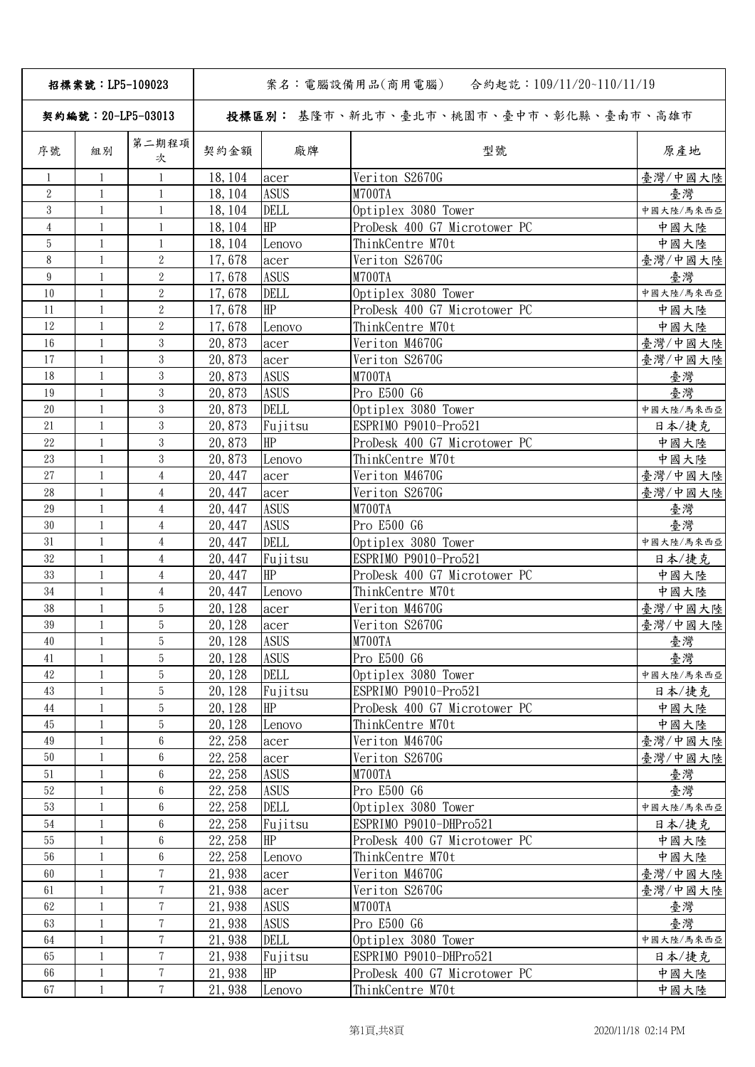| 招標案號：LP5-109023 | | | 案名：電腦設備用品(商用電腦)　合約起訖：109/11/20~110/11/19 | | | |
|---|---|---|---|---|---|---|
| 契約編號：20-LP5-03013 | | | 投標區別：基隆市、新北市、臺北市、桃園市、臺中市、彰化縣、臺南市、高雄市 | | | |
| 序號 | 組別 | 第二期程項次 | 契約金額 | 廠牌 | 型號 | 原產地 |
| 1 | 1 | 1 | 18,104 | acer | Veriton S2670G | 臺灣/中國大陸 |
| 2 | 1 | 1 | 18,104 | ASUS | M700TA | 臺灣 |
| 3 | 1 | 1 | 18,104 | DELL | Optiplex 3080 Tower | 中國大陸/馬來西亞 |
| 4 | 1 | 1 | 18,104 | HP | ProDesk 400 G7 Microtower PC | 中國大陸 |
| 5 | 1 | 1 | 18,104 | Lenovo | ThinkCentre M70t | 中國大陸 |
| 8 | 1 | 2 | 17,678 | acer | Veriton S2670G | 臺灣/中國大陸 |
| 9 | 1 | 2 | 17,678 | ASUS | M700TA | 臺灣 |
| 10 | 1 | 2 | 17,678 | DELL | Optiplex 3080 Tower | 中國大陸/馬來西亞 |
| 11 | 1 | 2 | 17,678 | HP | ProDesk 400 G7 Microtower PC | 中國大陸 |
| 12 | 1 | 2 | 17,678 | Lenovo | ThinkCentre M70t | 中國大陸 |
| 16 | 1 | 3 | 20,873 | acer | Veriton M4670G | 臺灣/中國大陸 |
| 17 | 1 | 3 | 20,873 | acer | Veriton S2670G | 臺灣/中國大陸 |
| 18 | 1 | 3 | 20,873 | ASUS | M700TA | 臺灣 |
| 19 | 1 | 3 | 20,873 | ASUS | Pro E500 G6 | 臺灣 |
| 20 | 1 | 3 | 20,873 | DELL | Optiplex 3080 Tower | 中國大陸/馬來西亞 |
| 21 | 1 | 3 | 20,873 | Fujitsu | ESPRIMO P9010-Pro521 | 日本/捷克 |
| 22 | 1 | 3 | 20,873 | HP | ProDesk 400 G7 Microtower PC | 中國大陸 |
| 23 | 1 | 3 | 20,873 | Lenovo | ThinkCentre M70t | 中國大陸 |
| 27 | 1 | 4 | 20,447 | acer | Veriton M4670G | 臺灣/中國大陸 |
| 28 | 1 | 4 | 20,447 | acer | Veriton S2670G | 臺灣/中國大陸 |
| 29 | 1 | 4 | 20,447 | ASUS | M700TA | 臺灣 |
| 30 | 1 | 4 | 20,447 | ASUS | Pro E500 G6 | 臺灣 |
| 31 | 1 | 4 | 20,447 | DELL | Optiplex 3080 Tower | 中國大陸/馬來西亞 |
| 32 | 1 | 4 | 20,447 | Fujitsu | ESPRIMO P9010-Pro521 | 日本/捷克 |
| 33 | 1 | 4 | 20,447 | HP | ProDesk 400 G7 Microtower PC | 中國大陸 |
| 34 | 1 | 4 | 20,447 | Lenovo | ThinkCentre M70t | 中國大陸 |
| 38 | 1 | 5 | 20,128 | acer | Veriton M4670G | 臺灣/中國大陸 |
| 39 | 1 | 5 | 20,128 | acer | Veriton S2670G | 臺灣/中國大陸 |
| 40 | 1 | 5 | 20,128 | ASUS | M700TA | 臺灣 |
| 41 | 1 | 5 | 20,128 | ASUS | Pro E500 G6 | 臺灣 |
| 42 | 1 | 5 | 20,128 | DELL | Optiplex 3080 Tower | 中國大陸/馬來西亞 |
| 43 | 1 | 5 | 20,128 | Fujitsu | ESPRIMO P9010-Pro521 | 日本/捷克 |
| 44 | 1 | 5 | 20,128 | HP | ProDesk 400 G7 Microtower PC | 中國大陸 |
| 45 | 1 | 5 | 20,128 | Lenovo | ThinkCentre M70t | 中國大陸 |
| 49 | 1 | 6 | 22,258 | acer | Veriton M4670G | 臺灣/中國大陸 |
| 50 | 1 | 6 | 22,258 | acer | Veriton S2670G | 臺灣/中國大陸 |
| 51 | 1 | 6 | 22,258 | ASUS | M700TA | 臺灣 |
| 52 | 1 | 6 | 22,258 | ASUS | Pro E500 G6 | 臺灣 |
| 53 | 1 | 6 | 22,258 | DELL | Optiplex 3080 Tower | 中國大陸/馬來西亞 |
| 54 | 1 | 6 | 22,258 | Fujitsu | ESPRIMO P9010-DHPro521 | 日本/捷克 |
| 55 | 1 | 6 | 22,258 | HP | ProDesk 400 G7 Microtower PC | 中國大陸 |
| 56 | 1 | 6 | 22,258 | Lenovo | ThinkCentre M70t | 中國大陸 |
| 60 | 1 | 7 | 21,938 | acer | Veriton M4670G | 臺灣/中國大陸 |
| 61 | 1 | 7 | 21,938 | acer | Veriton S2670G | 臺灣/中國大陸 |
| 62 | 1 | 7 | 21,938 | ASUS | M700TA | 臺灣 |
| 63 | 1 | 7 | 21,938 | ASUS | Pro E500 G6 | 臺灣 |
| 64 | 1 | 7 | 21,938 | DELL | Optiplex 3080 Tower | 中國大陸/馬來西亞 |
| 65 | 1 | 7 | 21,938 | Fujitsu | ESPRIMO P9010-DHPro521 | 日本/捷克 |
| 66 | 1 | 7 | 21,938 | HP | ProDesk 400 G7 Microtower PC | 中國大陸 |
| 67 | 1 | 7 | 21,938 | Lenovo | ThinkCentre M70t | 中國大陸 |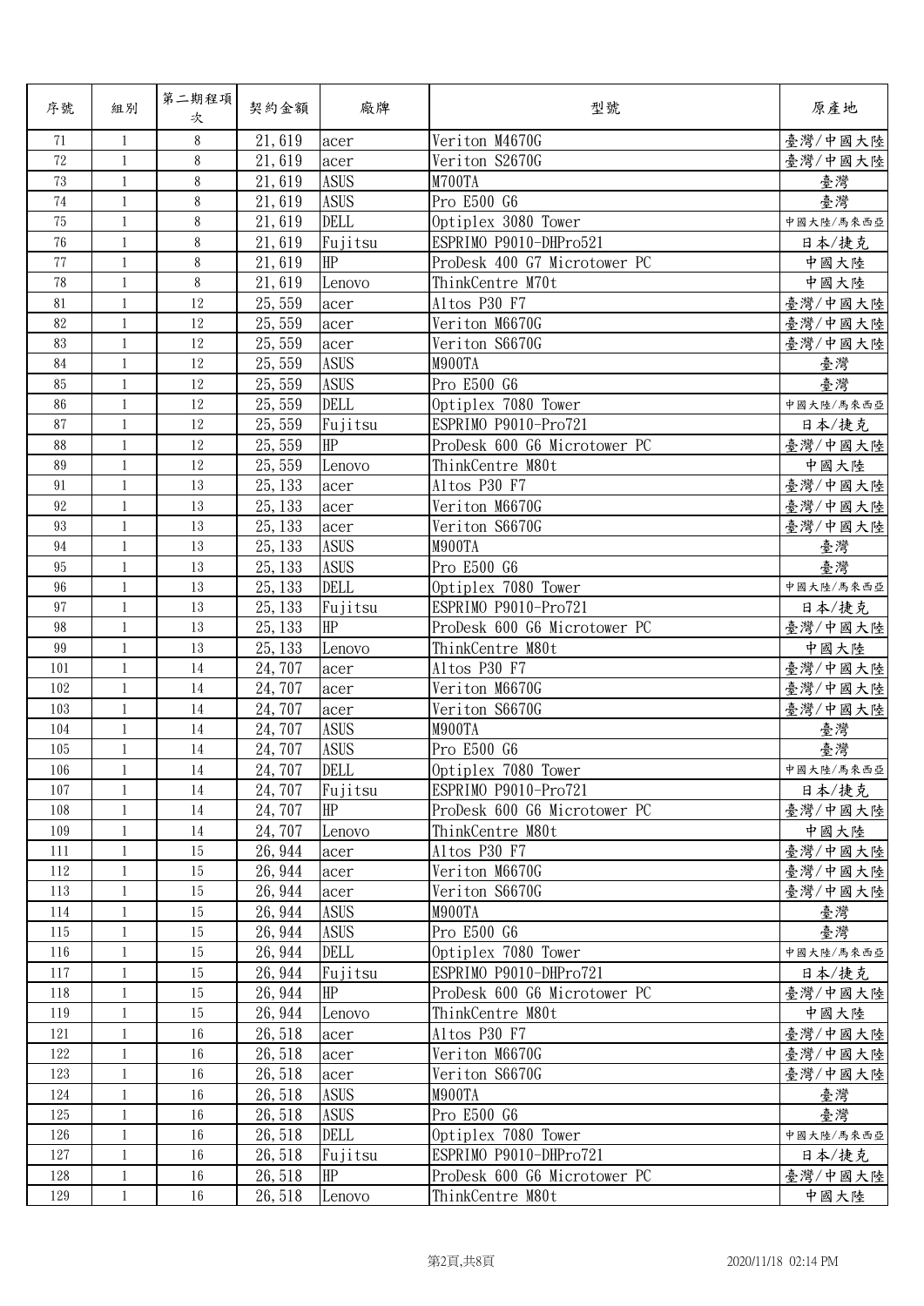| 序號 | 組別 | 第二期程項次 | 契約金額 | 廠牌 | 型號 | 原產地 |
|---|---|---|---|---|---|---|
| 71 | 1 | 8 | 21,619 | acer | Veriton M4670G | 臺灣/中國大陸 |
| 72 | 1 | 8 | 21,619 | acer | Veriton S2670G | 臺灣/中國大陸 |
| 73 | 1 | 8 | 21,619 | ASUS | M700TA | 臺灣 |
| 74 | 1 | 8 | 21,619 | ASUS | Pro E500 G6 | 臺灣 |
| 75 | 1 | 8 | 21,619 | DELL | Optiplex 3080 Tower | 中國大陸/馬來西亞 |
| 76 | 1 | 8 | 21,619 | Fujitsu | ESPRIMO P9010-DHPro521 | 日本/捷克 |
| 77 | 1 | 8 | 21,619 | HP | ProDesk 400 G7 Microtower PC | 中國大陸 |
| 78 | 1 | 8 | 21,619 | Lenovo | ThinkCentre M70t | 中國大陸 |
| 81 | 1 | 12 | 25,559 | acer | Altos P30 F7 | 臺灣/中國大陸 |
| 82 | 1 | 12 | 25,559 | acer | Veriton M6670G | 臺灣/中國大陸 |
| 83 | 1 | 12 | 25,559 | acer | Veriton S6670G | 臺灣/中國大陸 |
| 84 | 1 | 12 | 25,559 | ASUS | M900TA | 臺灣 |
| 85 | 1 | 12 | 25,559 | ASUS | Pro E500 G6 | 臺灣 |
| 86 | 1 | 12 | 25,559 | DELL | Optiplex 7080 Tower | 中國大陸/馬來西亞 |
| 87 | 1 | 12 | 25,559 | Fujitsu | ESPRIMO P9010-Pro721 | 日本/捷克 |
| 88 | 1 | 12 | 25,559 | HP | ProDesk 600 G6 Microtower PC | 臺灣/中國大陸 |
| 89 | 1 | 12 | 25,559 | Lenovo | ThinkCentre M80t | 中國大陸 |
| 91 | 1 | 13 | 25,133 | acer | Altos P30 F7 | 臺灣/中國大陸 |
| 92 | 1 | 13 | 25,133 | acer | Veriton M6670G | 臺灣/中國大陸 |
| 93 | 1 | 13 | 25,133 | acer | Veriton S6670G | 臺灣/中國大陸 |
| 94 | 1 | 13 | 25,133 | ASUS | M900TA | 臺灣 |
| 95 | 1 | 13 | 25,133 | ASUS | Pro E500 G6 | 臺灣 |
| 96 | 1 | 13 | 25,133 | DELL | Optiplex 7080 Tower | 中國大陸/馬來西亞 |
| 97 | 1 | 13 | 25,133 | Fujitsu | ESPRIMO P9010-Pro721 | 日本/捷克 |
| 98 | 1 | 13 | 25,133 | HP | ProDesk 600 G6 Microtower PC | 臺灣/中國大陸 |
| 99 | 1 | 13 | 25,133 | Lenovo | ThinkCentre M80t | 中國大陸 |
| 101 | 1 | 14 | 24,707 | acer | Altos P30 F7 | 臺灣/中國大陸 |
| 102 | 1 | 14 | 24,707 | acer | Veriton M6670G | 臺灣/中國大陸 |
| 103 | 1 | 14 | 24,707 | acer | Veriton S6670G | 臺灣/中國大陸 |
| 104 | 1 | 14 | 24,707 | ASUS | M900TA | 臺灣 |
| 105 | 1 | 14 | 24,707 | ASUS | Pro E500 G6 | 臺灣 |
| 106 | 1 | 14 | 24,707 | DELL | Optiplex 7080 Tower | 中國大陸/馬來西亞 |
| 107 | 1 | 14 | 24,707 | Fujitsu | ESPRIMO P9010-Pro721 | 日本/捷克 |
| 108 | 1 | 14 | 24,707 | HP | ProDesk 600 G6 Microtower PC | 臺灣/中國大陸 |
| 109 | 1 | 14 | 24,707 | Lenovo | ThinkCentre M80t | 中國大陸 |
| 111 | 1 | 15 | 26,944 | acer | Altos P30 F7 | 臺灣/中國大陸 |
| 112 | 1 | 15 | 26,944 | acer | Veriton M6670G | 臺灣/中國大陸 |
| 113 | 1 | 15 | 26,944 | acer | Veriton S6670G | 臺灣/中國大陸 |
| 114 | 1 | 15 | 26,944 | ASUS | M900TA | 臺灣 |
| 115 | 1 | 15 | 26,944 | ASUS | Pro E500 G6 | 臺灣 |
| 116 | 1 | 15 | 26,944 | DELL | Optiplex 7080 Tower | 中國大陸/馬來西亞 |
| 117 | 1 | 15 | 26,944 | Fujitsu | ESPRIMO P9010-DHPro721 | 日本/捷克 |
| 118 | 1 | 15 | 26,944 | HP | ProDesk 600 G6 Microtower PC | 臺灣/中國大陸 |
| 119 | 1 | 15 | 26,944 | Lenovo | ThinkCentre M80t | 中國大陸 |
| 121 | 1 | 16 | 26,518 | acer | Altos P30 F7 | 臺灣/中國大陸 |
| 122 | 1 | 16 | 26,518 | acer | Veriton M6670G | 臺灣/中國大陸 |
| 123 | 1 | 16 | 26,518 | acer | Veriton S6670G | 臺灣/中國大陸 |
| 124 | 1 | 16 | 26,518 | ASUS | M900TA | 臺灣 |
| 125 | 1 | 16 | 26,518 | ASUS | Pro E500 G6 | 臺灣 |
| 126 | 1 | 16 | 26,518 | DELL | Optiplex 7080 Tower | 中國大陸/馬來西亞 |
| 127 | 1 | 16 | 26,518 | Fujitsu | ESPRIMO P9010-DHPro721 | 日本/捷克 |
| 128 | 1 | 16 | 26,518 | HP | ProDesk 600 G6 Microtower PC | 臺灣/中國大陸 |
| 129 | 1 | 16 | 26,518 | Lenovo | ThinkCentre M80t | 中國大陸 |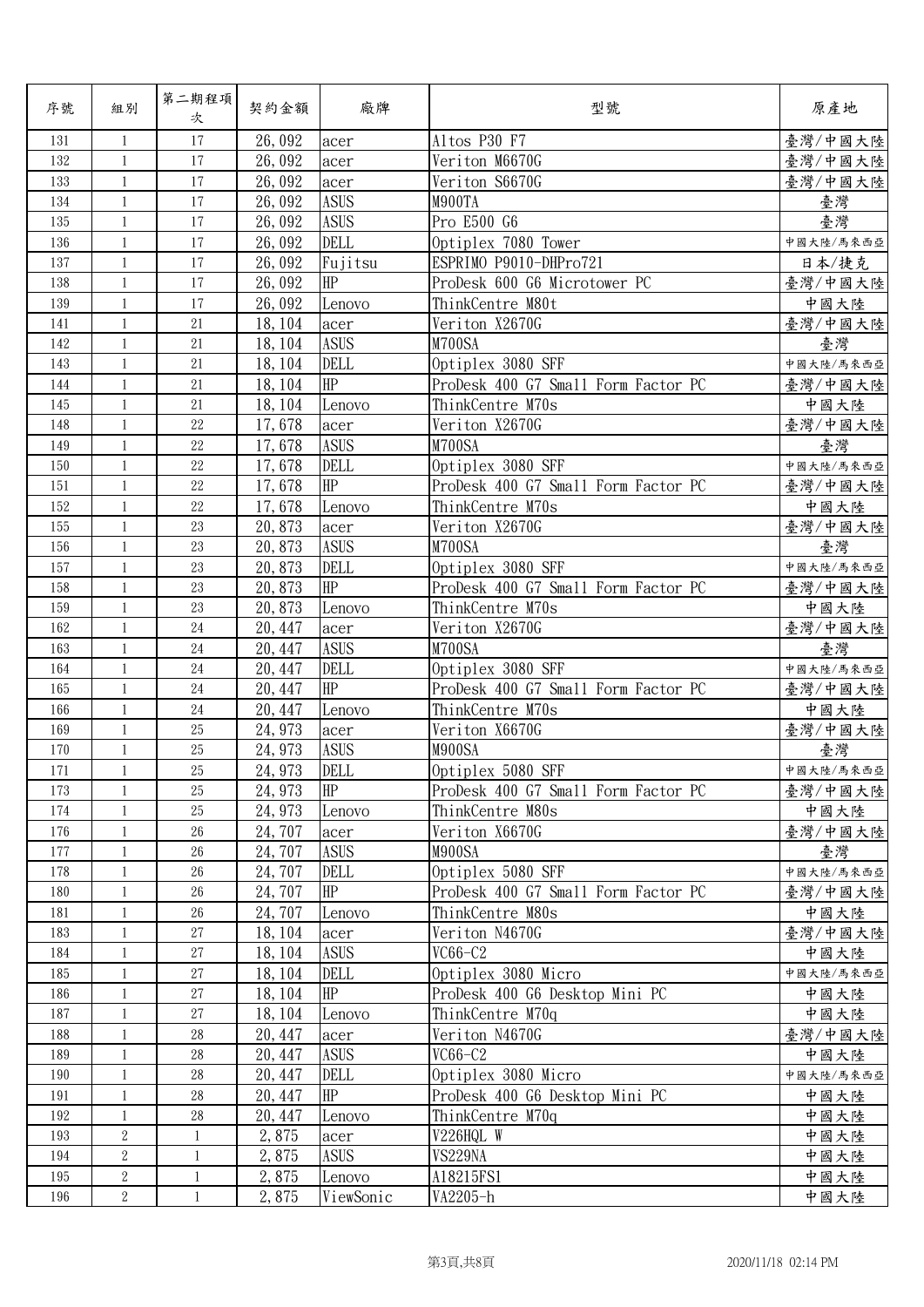| 序號 | 組別 | 第二期程項次 | 契約金額 | 廠牌 | 型號 | 原產地 |
|---|---|---|---|---|---|---|
| 131 | 1 | 17 | 26,092 | acer | Altos P30 F7 | 臺灣/中國大陸 |
| 132 | 1 | 17 | 26,092 | acer | Veriton M6670G | 臺灣/中國大陸 |
| 133 | 1 | 17 | 26,092 | acer | Veriton S6670G | 臺灣/中國大陸 |
| 134 | 1 | 17 | 26,092 | ASUS | M900TA | 臺灣 |
| 135 | 1 | 17 | 26,092 | ASUS | Pro E500 G6 | 臺灣 |
| 136 | 1 | 17 | 26,092 | DELL | Optiplex 7080 Tower | 中國大陸/馬來西亞 |
| 137 | 1 | 17 | 26,092 | Fujitsu | ESPRIMO P9010-DHPro721 | 日本/捷克 |
| 138 | 1 | 17 | 26,092 | HP | ProDesk 600 G6 Microtower PC | 臺灣/中國大陸 |
| 139 | 1 | 17 | 26,092 | Lenovo | ThinkCentre M80t | 中國大陸 |
| 141 | 1 | 21 | 18,104 | acer | Veriton X2670G | 臺灣/中國大陸 |
| 142 | 1 | 21 | 18,104 | ASUS | M700SA | 臺灣 |
| 143 | 1 | 21 | 18,104 | DELL | Optiplex 3080 SFF | 中國大陸/馬來西亞 |
| 144 | 1 | 21 | 18,104 | HP | ProDesk 400 G7 Small Form Factor PC | 臺灣/中國大陸 |
| 145 | 1 | 21 | 18,104 | Lenovo | ThinkCentre M70s | 中國大陸 |
| 148 | 1 | 22 | 17,678 | acer | Veriton X2670G | 臺灣/中國大陸 |
| 149 | 1 | 22 | 17,678 | ASUS | M700SA | 臺灣 |
| 150 | 1 | 22 | 17,678 | DELL | Optiplex 3080 SFF | 中國大陸/馬來西亞 |
| 151 | 1 | 22 | 17,678 | HP | ProDesk 400 G7 Small Form Factor PC | 臺灣/中國大陸 |
| 152 | 1 | 22 | 17,678 | Lenovo | ThinkCentre M70s | 中國大陸 |
| 155 | 1 | 23 | 20,873 | acer | Veriton X2670G | 臺灣/中國大陸 |
| 156 | 1 | 23 | 20,873 | ASUS | M700SA | 臺灣 |
| 157 | 1 | 23 | 20,873 | DELL | Optiplex 3080 SFF | 中國大陸/馬來西亞 |
| 158 | 1 | 23 | 20,873 | HP | ProDesk 400 G7 Small Form Factor PC | 臺灣/中國大陸 |
| 159 | 1 | 23 | 20,873 | Lenovo | ThinkCentre M70s | 中國大陸 |
| 162 | 1 | 24 | 20,447 | acer | Veriton X2670G | 臺灣/中國大陸 |
| 163 | 1 | 24 | 20,447 | ASUS | M700SA | 臺灣 |
| 164 | 1 | 24 | 20,447 | DELL | Optiplex 3080 SFF | 中國大陸/馬來西亞 |
| 165 | 1 | 24 | 20,447 | HP | ProDesk 400 G7 Small Form Factor PC | 臺灣/中國大陸 |
| 166 | 1 | 24 | 20,447 | Lenovo | ThinkCentre M70s | 中國大陸 |
| 169 | 1 | 25 | 24,973 | acer | Veriton X6670G | 臺灣/中國大陸 |
| 170 | 1 | 25 | 24,973 | ASUS | M900SA | 臺灣 |
| 171 | 1 | 25 | 24,973 | DELL | Optiplex 5080 SFF | 中國大陸/馬來西亞 |
| 173 | 1 | 25 | 24,973 | HP | ProDesk 400 G7 Small Form Factor PC | 臺灣/中國大陸 |
| 174 | 1 | 25 | 24,973 | Lenovo | ThinkCentre M80s | 中國大陸 |
| 176 | 1 | 26 | 24,707 | acer | Veriton X6670G | 臺灣/中國大陸 |
| 177 | 1 | 26 | 24,707 | ASUS | M900SA | 臺灣 |
| 178 | 1 | 26 | 24,707 | DELL | Optiplex 5080 SFF | 中國大陸/馬來西亞 |
| 180 | 1 | 26 | 24,707 | HP | ProDesk 400 G7 Small Form Factor PC | 臺灣/中國大陸 |
| 181 | 1 | 26 | 24,707 | Lenovo | ThinkCentre M80s | 中國大陸 |
| 183 | 1 | 27 | 18,104 | acer | Veriton N4670G | 臺灣/中國大陸 |
| 184 | 1 | 27 | 18,104 | ASUS | VC66-C2 | 中國大陸 |
| 185 | 1 | 27 | 18,104 | DELL | Optiplex 3080 Micro | 中國大陸/馬來西亞 |
| 186 | 1 | 27 | 18,104 | HP | ProDesk 400 G6 Desktop Mini PC | 中國大陸 |
| 187 | 1 | 27 | 18,104 | Lenovo | ThinkCentre M70q | 中國大陸 |
| 188 | 1 | 28 | 20,447 | acer | Veriton N4670G | 臺灣/中國大陸 |
| 189 | 1 | 28 | 20,447 | ASUS | VC66-C2 | 中國大陸 |
| 190 | 1 | 28 | 20,447 | DELL | Optiplex 3080 Micro | 中國大陸/馬來西亞 |
| 191 | 1 | 28 | 20,447 | HP | ProDesk 400 G6 Desktop Mini PC | 中國大陸 |
| 192 | 1 | 28 | 20,447 | Lenovo | ThinkCentre M70q | 中國大陸 |
| 193 | 2 | 1 | 2,875 | acer | V226HQL W | 中國大陸 |
| 194 | 2 | 1 | 2,875 | ASUS | VS229NA | 中國大陸 |
| 195 | 2 | 1 | 2,875 | Lenovo | A18215FS1 | 中國大陸 |
| 196 | 2 | 1 | 2,875 | ViewSonic | VA2205-h | 中國大陸 |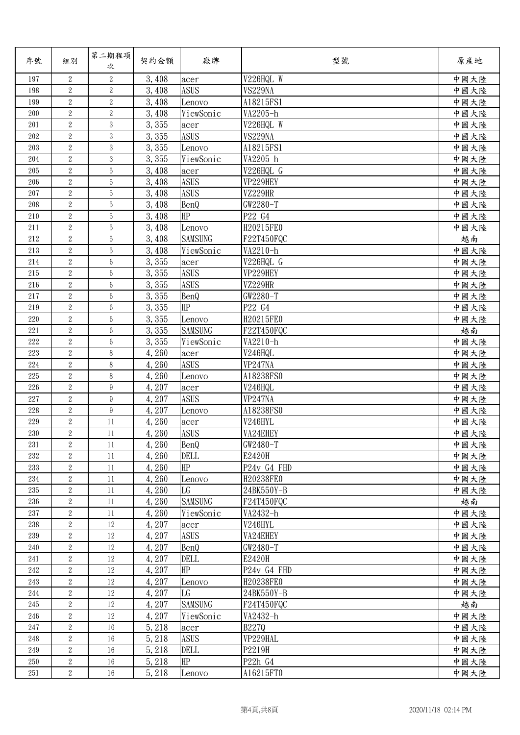| 序號 | 組別 | 第二期程項次 | 契約金額 | 廠牌 | 型號 | 原產地 |
|---|---|---|---|---|---|---|
| 197 | 2 | 2 | 3,408 | acer | V226HQL W | 中國大陸 |
| 198 | 2 | 2 | 3,408 | ASUS | VS229NA | 中國大陸 |
| 199 | 2 | 2 | 3,408 | Lenovo | A18215FS1 | 中國大陸 |
| 200 | 2 | 2 | 3,408 | ViewSonic | VA2205-h | 中國大陸 |
| 201 | 2 | 3 | 3,355 | acer | V226HQL W | 中國大陸 |
| 202 | 2 | 3 | 3,355 | ASUS | VS229NA | 中國大陸 |
| 203 | 2 | 3 | 3,355 | Lenovo | A18215FS1 | 中國大陸 |
| 204 | 2 | 3 | 3,355 | ViewSonic | VA2205-h | 中國大陸 |
| 205 | 2 | 5 | 3,408 | acer | V226HQL G | 中國大陸 |
| 206 | 2 | 5 | 3,408 | ASUS | VP229HEY | 中國大陸 |
| 207 | 2 | 5 | 3,408 | ASUS | VZ229HR | 中國大陸 |
| 208 | 2 | 5 | 3,408 | BenQ | GW2280-T | 中國大陸 |
| 210 | 2 | 5 | 3,408 | HP | P22 G4 | 中國大陸 |
| 211 | 2 | 5 | 3,408 | Lenovo | H20215FE0 | 中國大陸 |
| 212 | 2 | 5 | 3,408 | SAMSUNG | F22T450FQC | 越南 |
| 213 | 2 | 5 | 3,408 | ViewSonic | VA2210-h | 中國大陸 |
| 214 | 2 | 6 | 3,355 | acer | V226HQL G | 中國大陸 |
| 215 | 2 | 6 | 3,355 | ASUS | VP229HEY | 中國大陸 |
| 216 | 2 | 6 | 3,355 | ASUS | VZ229HR | 中國大陸 |
| 217 | 2 | 6 | 3,355 | BenQ | GW2280-T | 中國大陸 |
| 219 | 2 | 6 | 3,355 | HP | P22 G4 | 中國大陸 |
| 220 | 2 | 6 | 3,355 | Lenovo | H20215FE0 | 中國大陸 |
| 221 | 2 | 6 | 3,355 | SAMSUNG | F22T450FQC | 越南 |
| 222 | 2 | 6 | 3,355 | ViewSonic | VA2210-h | 中國大陸 |
| 223 | 2 | 8 | 4,260 | acer | V246HQL | 中國大陸 |
| 224 | 2 | 8 | 4,260 | ASUS | VP247NA | 中國大陸 |
| 225 | 2 | 8 | 4,260 | Lenovo | A18238FS0 | 中國大陸 |
| 226 | 2 | 9 | 4,207 | acer | V246HQL | 中國大陸 |
| 227 | 2 | 9 | 4,207 | ASUS | VP247NA | 中國大陸 |
| 228 | 2 | 9 | 4,207 | Lenovo | A18238FS0 | 中國大陸 |
| 229 | 2 | 11 | 4,260 | acer | V246HYL | 中國大陸 |
| 230 | 2 | 11 | 4,260 | ASUS | VA24EHEY | 中國大陸 |
| 231 | 2 | 11 | 4,260 | BenQ | GW2480-T | 中國大陸 |
| 232 | 2 | 11 | 4,260 | DELL | E2420H | 中國大陸 |
| 233 | 2 | 11 | 4,260 | HP | P24v G4 FHD | 中國大陸 |
| 234 | 2 | 11 | 4,260 | Lenovo | H20238FE0 | 中國大陸 |
| 235 | 2 | 11 | 4,260 | LG | 24BK550Y-B | 中國大陸 |
| 236 | 2 | 11 | 4,260 | SAMSUNG | F24T450FQC | 越南 |
| 237 | 2 | 11 | 4,260 | ViewSonic | VA2432-h | 中國大陸 |
| 238 | 2 | 12 | 4,207 | acer | V246HYL | 中國大陸 |
| 239 | 2 | 12 | 4,207 | ASUS | VA24EHEY | 中國大陸 |
| 240 | 2 | 12 | 4,207 | BenQ | GW2480-T | 中國大陸 |
| 241 | 2 | 12 | 4,207 | DELL | E2420H | 中國大陸 |
| 242 | 2 | 12 | 4,207 | HP | P24v G4 FHD | 中國大陸 |
| 243 | 2 | 12 | 4,207 | Lenovo | H20238FE0 | 中國大陸 |
| 244 | 2 | 12 | 4,207 | LG | 24BK550Y-B | 中國大陸 |
| 245 | 2 | 12 | 4,207 | SAMSUNG | F24T450FQC | 越南 |
| 246 | 2 | 12 | 4,207 | ViewSonic | VA2432-h | 中國大陸 |
| 247 | 2 | 16 | 5,218 | acer | B227Q | 中國大陸 |
| 248 | 2 | 16 | 5,218 | ASUS | VP229HAL | 中國大陸 |
| 249 | 2 | 16 | 5,218 | DELL | P2219H | 中國大陸 |
| 250 | 2 | 16 | 5,218 | HP | P22h G4 | 中國大陸 |
| 251 | 2 | 16 | 5,218 | Lenovo | A16215FT0 | 中國大陸 |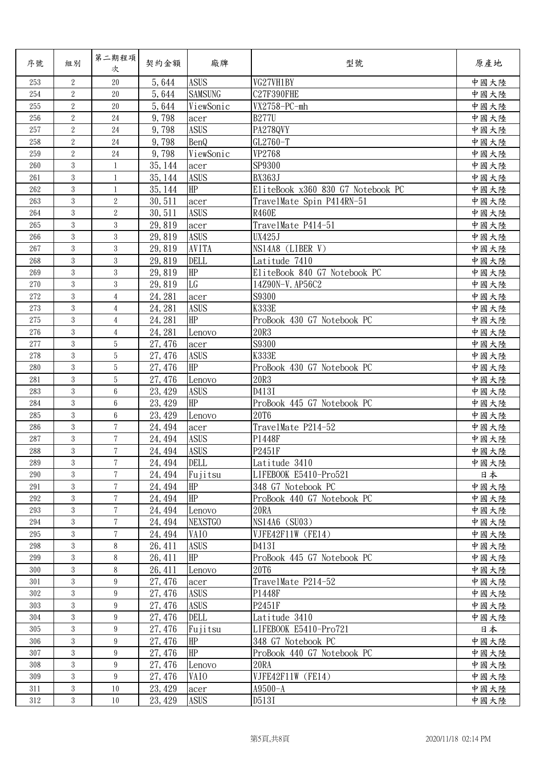| 序號 | 組別 | 第二期程項次 | 契約金額 | 廠牌 | 型號 | 原產地 |
|---|---|---|---|---|---|---|
| 253 | 2 | 20 | 5,644 | ASUS | VG27VH1BY | 中國大陸 |
| 254 | 2 | 20 | 5,644 | SAMSUNG | C27F390FHE | 中國大陸 |
| 255 | 2 | 20 | 5,644 | ViewSonic | VX2758-PC-mh | 中國大陸 |
| 256 | 2 | 24 | 9,798 | acer | B277U | 中國大陸 |
| 257 | 2 | 24 | 9,798 | ASUS | PA278QVY | 中國大陸 |
| 258 | 2 | 24 | 9,798 | BenQ | GL2760-T | 中國大陸 |
| 259 | 2 | 24 | 9,798 | ViewSonic | VP2768 | 中國大陸 |
| 260 | 3 | 1 | 35,144 | acer | SP9300 | 中國大陸 |
| 261 | 3 | 1 | 35,144 | ASUS | BX363J | 中國大陸 |
| 262 | 3 | 1 | 35,144 | HP | EliteBook x360 830 G7 Notebook PC | 中國大陸 |
| 263 | 3 | 2 | 30,511 | acer | TravelMate Spin P414RN-51 | 中國大陸 |
| 264 | 3 | 2 | 30,511 | ASUS | R460E | 中國大陸 |
| 265 | 3 | 3 | 29,819 | acer | TravelMate P414-51 | 中國大陸 |
| 266 | 3 | 3 | 29,819 | ASUS | UX425J | 中國大陸 |
| 267 | 3 | 3 | 29,819 | AVITA | NS14A8 (LIBER V) | 中國大陸 |
| 268 | 3 | 3 | 29,819 | DELL | Latitude 7410 | 中國大陸 |
| 269 | 3 | 3 | 29,819 | HP | EliteBook 840 G7 Notebook PC | 中國大陸 |
| 270 | 3 | 3 | 29,819 | LG | 14Z90N-V.AP56C2 | 中國大陸 |
| 272 | 3 | 4 | 24,281 | acer | S9300 | 中國大陸 |
| 273 | 3 | 4 | 24,281 | ASUS | K333E | 中國大陸 |
| 275 | 3 | 4 | 24,281 | HP | ProBook 430 G7 Notebook PC | 中國大陸 |
| 276 | 3 | 4 | 24,281 | Lenovo | 20R3 | 中國大陸 |
| 277 | 3 | 5 | 27,476 | acer | S9300 | 中國大陸 |
| 278 | 3 | 5 | 27,476 | ASUS | K333E | 中國大陸 |
| 280 | 3 | 5 | 27,476 | HP | ProBook 430 G7 Notebook PC | 中國大陸 |
| 281 | 3 | 5 | 27,476 | Lenovo | 20R3 | 中國大陸 |
| 283 | 3 | 6 | 23,429 | ASUS | D413I | 中國大陸 |
| 284 | 3 | 6 | 23,429 | HP | ProBook 445 G7 Notebook PC | 中國大陸 |
| 285 | 3 | 6 | 23,429 | Lenovo | 20T6 | 中國大陸 |
| 286 | 3 | 7 | 24,494 | acer | TravelMate P214-52 | 中國大陸 |
| 287 | 3 | 7 | 24,494 | ASUS | P1448F | 中國大陸 |
| 288 | 3 | 7 | 24,494 | ASUS | P2451F | 中國大陸 |
| 289 | 3 | 7 | 24,494 | DELL | Latitude 3410 | 中國大陸 |
| 290 | 3 | 7 | 24,494 | Fujitsu | LIFEBOOK E5410-Pro521 | 日本 |
| 291 | 3 | 7 | 24,494 | HP | 348 G7 Notebook PC | 中國大陸 |
| 292 | 3 | 7 | 24,494 | HP | ProBook 440 G7 Notebook PC | 中國大陸 |
| 293 | 3 | 7 | 24,494 | Lenovo | 20RA | 中國大陸 |
| 294 | 3 | 7 | 24,494 | NEXSTGO | NS14A6 (SU03) | 中國大陸 |
| 295 | 3 | 7 | 24,494 | VAIO | VJFE42F11W (FE14) | 中國大陸 |
| 298 | 3 | 8 | 26,411 | ASUS | D413I | 中國大陸 |
| 299 | 3 | 8 | 26,411 | HP | ProBook 445 G7 Notebook PC | 中國大陸 |
| 300 | 3 | 8 | 26,411 | Lenovo | 20T6 | 中國大陸 |
| 301 | 3 | 9 | 27,476 | acer | TravelMate P214-52 | 中國大陸 |
| 302 | 3 | 9 | 27,476 | ASUS | P1448F | 中國大陸 |
| 303 | 3 | 9 | 27,476 | ASUS | P2451F | 中國大陸 |
| 304 | 3 | 9 | 27,476 | DELL | Latitude 3410 | 中國大陸 |
| 305 | 3 | 9 | 27,476 | Fujitsu | LIFEBOOK E5410-Pro721 | 日本 |
| 306 | 3 | 9 | 27,476 | HP | 348 G7 Notebook PC | 中國大陸 |
| 307 | 3 | 9 | 27,476 | HP | ProBook 440 G7 Notebook PC | 中國大陸 |
| 308 | 3 | 9 | 27,476 | Lenovo | 20RA | 中國大陸 |
| 309 | 3 | 9 | 27,476 | VAIO | VJFE42F11W (FE14) | 中國大陸 |
| 311 | 3 | 10 | 23,429 | acer | A9500-A | 中國大陸 |
| 312 | 3 | 10 | 23,429 | ASUS | D513I | 中國大陸 |

2020/11/18 02:14 PM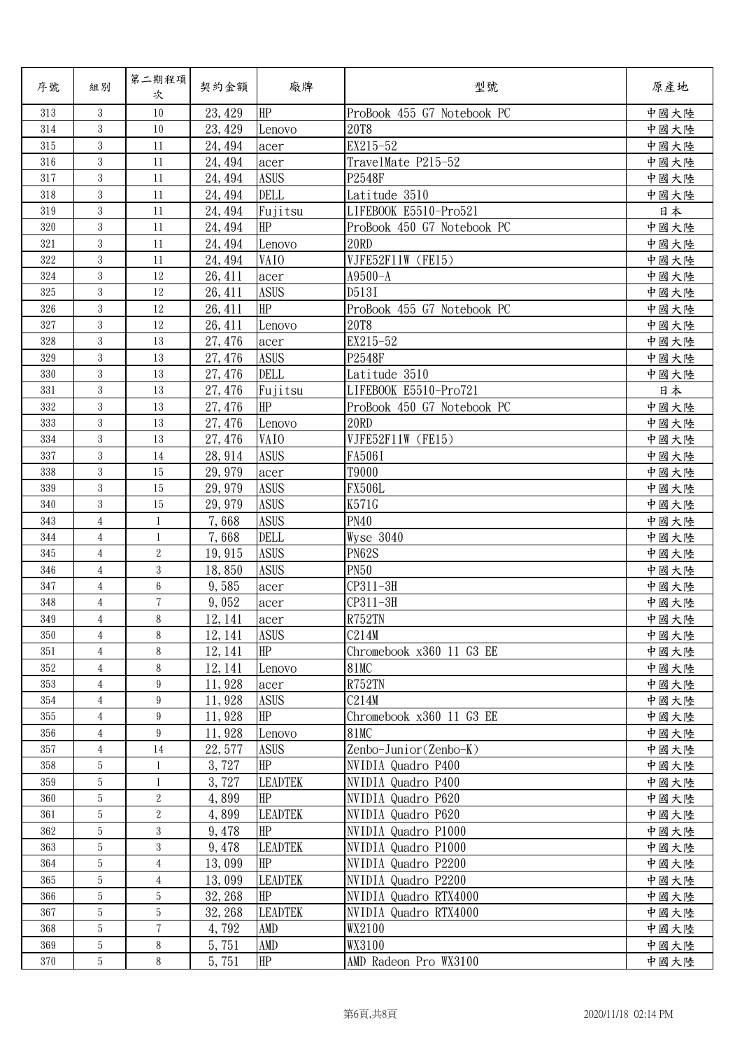| 序號 | 組別 | 第二期程項次 | 契約金額 | 廠牌 | 型號 | 原產地 |
|---|---|---|---|---|---|---|
| 313 | 3 | 10 | 23,429 | HP | ProBook 455 G7 Notebook PC | 中國大陸 |
| 314 | 3 | 10 | 23,429 | Lenovo | 20T8 | 中國大陸 |
| 315 | 3 | 11 | 24,494 | acer | EX215-52 | 中國大陸 |
| 316 | 3 | 11 | 24,494 | acer | TravelMate P215-52 | 中國大陸 |
| 317 | 3 | 11 | 24,494 | ASUS | P2548F | 中國大陸 |
| 318 | 3 | 11 | 24,494 | DELL | Latitude 3510 | 中國大陸 |
| 319 | 3 | 11 | 24,494 | Fujitsu | LIFEBOOK E5510-Pro521 | 日本 |
| 320 | 3 | 11 | 24,494 | HP | ProBook 450 G7 Notebook PC | 中國大陸 |
| 321 | 3 | 11 | 24,494 | Lenovo | 20RD | 中國大陸 |
| 322 | 3 | 11 | 24,494 | VAIO | VJFE52F11W (FE15) | 中國大陸 |
| 324 | 3 | 12 | 26,411 | acer | A9500-A | 中國大陸 |
| 325 | 3 | 12 | 26,411 | ASUS | D513I | 中國大陸 |
| 326 | 3 | 12 | 26,411 | HP | ProBook 455 G7 Notebook PC | 中國大陸 |
| 327 | 3 | 12 | 26,411 | Lenovo | 20T8 | 中國大陸 |
| 328 | 3 | 13 | 27,476 | acer | EX215-52 | 中國大陸 |
| 329 | 3 | 13 | 27,476 | ASUS | P2548F | 中國大陸 |
| 330 | 3 | 13 | 27,476 | DELL | Latitude 3510 | 中國大陸 |
| 331 | 3 | 13 | 27,476 | Fujitsu | LIFEBOOK E5510-Pro721 | 日本 |
| 332 | 3 | 13 | 27,476 | HP | ProBook 450 G7 Notebook PC | 中國大陸 |
| 333 | 3 | 13 | 27,476 | Lenovo | 20RD | 中國大陸 |
| 334 | 3 | 13 | 27,476 | VAIO | VJFE52F11W (FE15) | 中國大陸 |
| 337 | 3 | 14 | 28,914 | ASUS | FA506I | 中國大陸 |
| 338 | 3 | 15 | 29,979 | acer | T9000 | 中國大陸 |
| 339 | 3 | 15 | 29,979 | ASUS | FX506L | 中國大陸 |
| 340 | 3 | 15 | 29,979 | ASUS | K571G | 中國大陸 |
| 343 | 4 | 1 | 7,668 | ASUS | PN40 | 中國大陸 |
| 344 | 4 | 1 | 7,668 | DELL | Wyse 3040 | 中國大陸 |
| 345 | 4 | 2 | 19,915 | ASUS | PN62S | 中國大陸 |
| 346 | 4 | 3 | 18,850 | ASUS | PN50 | 中國大陸 |
| 347 | 4 | 6 | 9,585 | acer | CP311-3H | 中國大陸 |
| 348 | 4 | 7 | 9,052 | acer | CP311-3H | 中國大陸 |
| 349 | 4 | 8 | 12,141 | acer | R752TN | 中國大陸 |
| 350 | 4 | 8 | 12,141 | ASUS | C214M | 中國大陸 |
| 351 | 4 | 8 | 12,141 | HP | Chromebook x360 11 G3 EE | 中國大陸 |
| 352 | 4 | 8 | 12,141 | Lenovo | 81MC | 中國大陸 |
| 353 | 4 | 9 | 11,928 | acer | R752TN | 中國大陸 |
| 354 | 4 | 9 | 11,928 | ASUS | C214M | 中國大陸 |
| 355 | 4 | 9 | 11,928 | HP | Chromebook x360 11 G3 EE | 中國大陸 |
| 356 | 4 | 9 | 11,928 | Lenovo | 81MC | 中國大陸 |
| 357 | 4 | 14 | 22,577 | ASUS | Zenbo-Junior(Zenbo-K) | 中國大陸 |
| 358 | 5 | 1 | 3,727 | HP | NVIDIA Quadro P400 | 中國大陸 |
| 359 | 5 | 1 | 3,727 | LEADTEK | NVIDIA Quadro P400 | 中國大陸 |
| 360 | 5 | 2 | 4,899 | HP | NVIDIA Quadro P620 | 中國大陸 |
| 361 | 5 | 2 | 4,899 | LEADTEK | NVIDIA Quadro P620 | 中國大陸 |
| 362 | 5 | 3 | 9,478 | HP | NVIDIA Quadro P1000 | 中國大陸 |
| 363 | 5 | 3 | 9,478 | LEADTEK | NVIDIA Quadro P1000 | 中國大陸 |
| 364 | 5 | 4 | 13,099 | HP | NVIDIA Quadro P2200 | 中國大陸 |
| 365 | 5 | 4 | 13,099 | LEADTEK | NVIDIA Quadro P2200 | 中國大陸 |
| 366 | 5 | 5 | 32,268 | HP | NVIDIA Quadro RTX4000 | 中國大陸 |
| 367 | 5 | 5 | 32,268 | LEADTEK | NVIDIA Quadro RTX4000 | 中國大陸 |
| 368 | 5 | 7 | 4,792 | AMD | WX2100 | 中國大陸 |
| 369 | 5 | 8 | 5,751 | AMD | WX3100 | 中國大陸 |
| 370 | 5 | 8 | 5,751 | HP | AMD Radeon Pro WX3100 | 中國大陸 |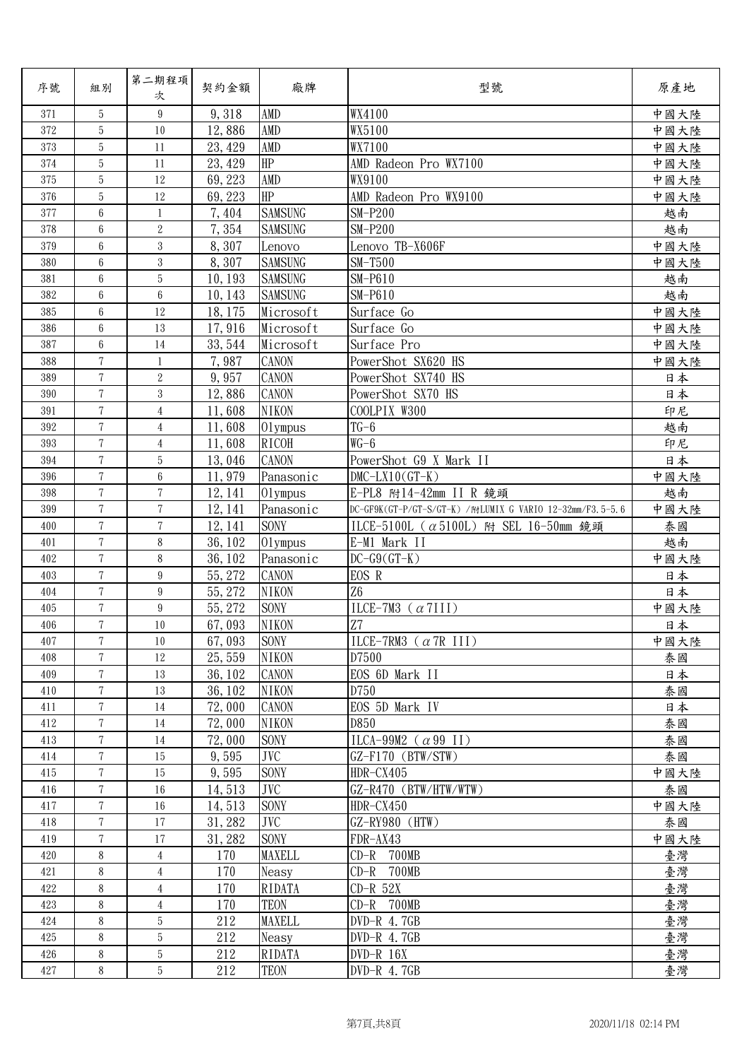| 序號 | 組別 | 第二期程項次 | 契約金額 | 廠牌 | 型號 | 原產地 |
|---|---|---|---|---|---|---|
| 371 | 5 | 9 | 9,318 | AMD | WX4100 | 中國大陸 |
| 372 | 5 | 10 | 12,886 | AMD | WX5100 | 中國大陸 |
| 373 | 5 | 11 | 23,429 | AMD | WX7100 | 中國大陸 |
| 374 | 5 | 11 | 23,429 | HP | AMD Radeon Pro WX7100 | 中國大陸 |
| 375 | 5 | 12 | 69,223 | AMD | WX9100 | 中國大陸 |
| 376 | 5 | 12 | 69,223 | HP | AMD Radeon Pro WX9100 | 中國大陸 |
| 377 | 6 | 1 | 7,404 | SAMSUNG | SM-P200 | 越南 |
| 378 | 6 | 2 | 7,354 | SAMSUNG | SM-P200 | 越南 |
| 379 | 6 | 3 | 8,307 | Lenovo | Lenovo TB-X606F | 中國大陸 |
| 380 | 6 | 3 | 8,307 | SAMSUNG | SM-T500 | 中國大陸 |
| 381 | 6 | 5 | 10,193 | SAMSUNG | SM-P610 | 越南 |
| 382 | 6 | 6 | 10,143 | SAMSUNG | SM-P610 | 越南 |
| 385 | 6 | 12 | 18,175 | Microsoft | Surface Go | 中國大陸 |
| 386 | 6 | 13 | 17,916 | Microsoft | Surface Go | 中國大陸 |
| 387 | 6 | 14 | 33,544 | Microsoft | Surface Pro | 中國大陸 |
| 388 | 7 | 1 | 7,987 | CANON | PowerShot SX620 HS | 中國大陸 |
| 389 | 7 | 2 | 9,957 | CANON | PowerShot SX740 HS | 日本 |
| 390 | 7 | 3 | 12,886 | CANON | PowerShot SX70 HS | 日本 |
| 391 | 7 | 4 | 11,608 | NIKON | COOLPIX W300 | 印尼 |
| 392 | 7 | 4 | 11,608 | Olympus | TG-6 | 越南 |
| 393 | 7 | 4 | 11,608 | RICOH | WG-6 | 印尼 |
| 394 | 7 | 5 | 13,046 | CANON | PowerShot G9 X Mark II | 日本 |
| 396 | 7 | 6 | 11,979 | Panasonic | DMC-LX10(GT-K) | 中國大陸 |
| 398 | 7 | 7 | 12,141 | Olympus | E-PL8 附14-42mm II R 鏡頭 | 越南 |
| 399 | 7 | 7 | 12,141 | Panasonic | DC-GF9K(GT-P/GT-S/GT-K) /附LUMIX G VARIO 12-32mm/F3.5-5.6 | 中國大陸 |
| 400 | 7 | 7 | 12,141 | SONY | ILCE-5100L（α5100L）附 SEL 16-50mm 鏡頭 | 泰國 |
| 401 | 7 | 8 | 36,102 | Olympus | E-M1 Mark II | 越南 |
| 402 | 7 | 8 | 36,102 | Panasonic | DC-G9(GT-K) | 中國大陸 |
| 403 | 7 | 9 | 55,272 | CANON | EOS R | 日本 |
| 404 | 7 | 9 | 55,272 | NIKON | Z6 | 日本 |
| 405 | 7 | 9 | 55,272 | SONY | ILCE-7M3（α7III） | 中國大陸 |
| 406 | 7 | 10 | 67,093 | NIKON | Z7 | 日本 |
| 407 | 7 | 10 | 67,093 | SONY | ILCE-7RM3（α7R III） | 中國大陸 |
| 408 | 7 | 12 | 25,559 | NIKON | D7500 | 泰國 |
| 409 | 7 | 13 | 36,102 | CANON | EOS 6D Mark II | 日本 |
| 410 | 7 | 13 | 36,102 | NIKON | D750 | 泰國 |
| 411 | 7 | 14 | 72,000 | CANON | EOS 5D Mark IV | 日本 |
| 412 | 7 | 14 | 72,000 | NIKON | D850 | 泰國 |
| 413 | 7 | 14 | 72,000 | SONY | ILCA-99M2（α99 II） | 泰國 |
| 414 | 7 | 15 | 9,595 | JVC | GZ-F170 (BTW/STW) | 泰國 |
| 415 | 7 | 15 | 9,595 | SONY | HDR-CX405 | 中國大陸 |
| 416 | 7 | 16 | 14,513 | JVC | GZ-R470 (BTW/HTW/WTW) | 泰國 |
| 417 | 7 | 16 | 14,513 | SONY | HDR-CX450 | 中國大陸 |
| 418 | 7 | 17 | 31,282 | JVC | GZ-RY980 (HTW) | 泰國 |
| 419 | 7 | 17 | 31,282 | SONY | FDR-AX43 | 中國大陸 |
| 420 | 8 | 4 | 170 | MAXELL | CD-R 700MB | 臺灣 |
| 421 | 8 | 4 | 170 | Neasy | CD-R 700MB | 臺灣 |
| 422 | 8 | 4 | 170 | RIDATA | CD-R 52X | 臺灣 |
| 423 | 8 | 4 | 170 | TEON | CD-R 700MB | 臺灣 |
| 424 | 8 | 5 | 212 | MAXELL | DVD-R 4.7GB | 臺灣 |
| 425 | 8 | 5 | 212 | Neasy | DVD-R 4.7GB | 臺灣 |
| 426 | 8 | 5 | 212 | RIDATA | DVD-R 16X | 臺灣 |
| 427 | 8 | 5 | 212 | TEON | DVD-R 4.7GB | 臺灣 |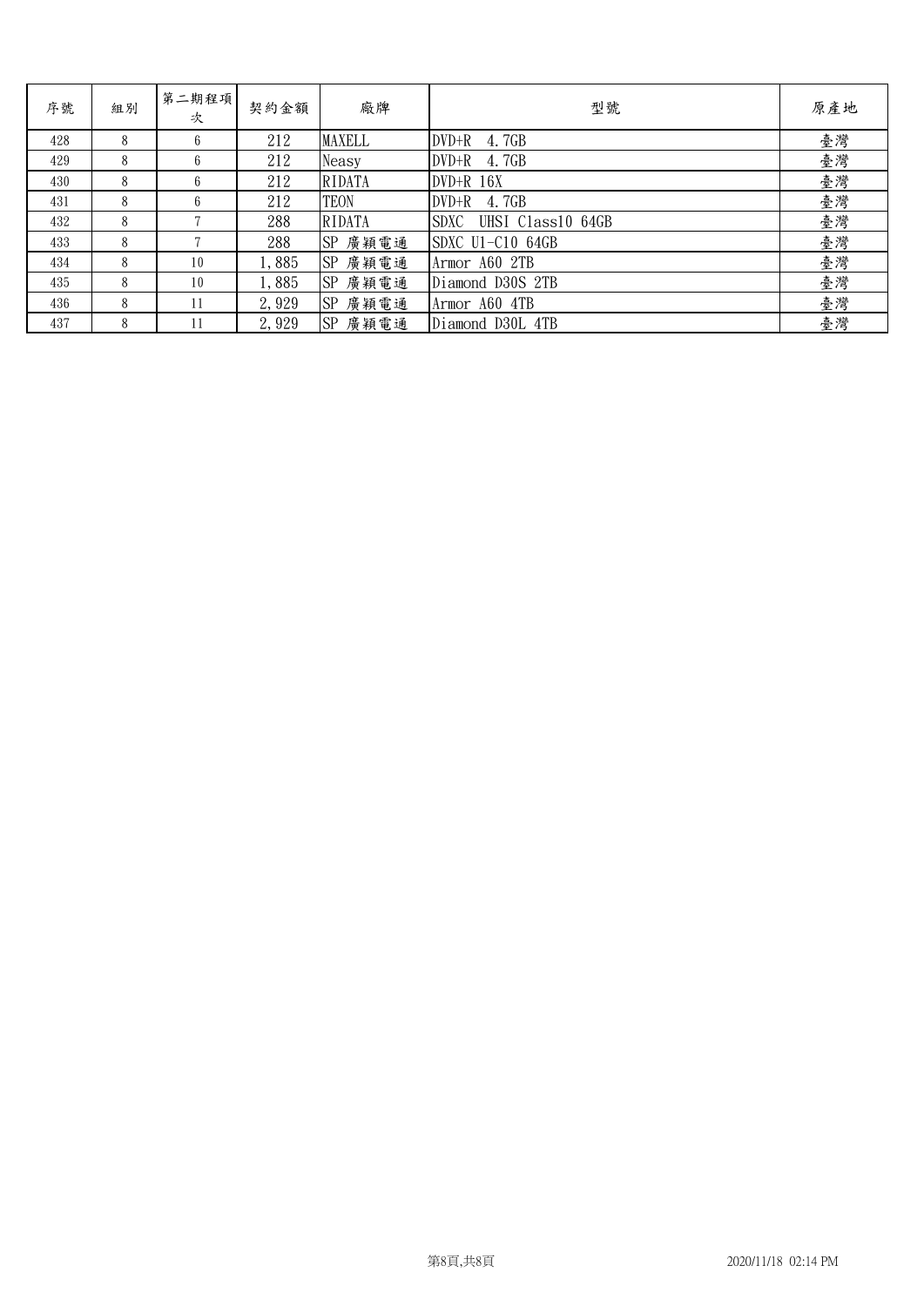| 序號 | 組別 | 第二期程項次 | 契約金額 | 廠牌 | 型號 | 原產地 |
|---|---|---|---|---|---|---|
| 428 | 8 | 6 | 212 | MAXELL | DVD+R 4.7GB | 臺灣 |
| 429 | 8 | 6 | 212 | Neasy | DVD+R 4.7GB | 臺灣 |
| 430 | 8 | 6 | 212 | RIDATA | DVD+R 16X | 臺灣 |
| 431 | 8 | 6 | 212 | TEON | DVD+R 4.7GB | 臺灣 |
| 432 | 8 | 7 | 288 | RIDATA | SDXC UHSI Class10 64GB | 臺灣 |
| 433 | 8 | 7 | 288 | SP 廣穎電通 | SDXC U1-C10 64GB | 臺灣 |
| 434 | 8 | 10 | 1,885 | SP 廣穎電通 | Armor A60 2TB | 臺灣 |
| 435 | 8 | 10 | 1,885 | SP 廣穎電通 | Diamond D30S 2TB | 臺灣 |
| 436 | 8 | 11 | 2,929 | SP 廣穎電通 | Armor A60 4TB | 臺灣 |
| 437 | 8 | 11 | 2,929 | SP 廣穎電通 | Diamond D30L 4TB | 臺灣 |

2020/11/18 02:14 PM